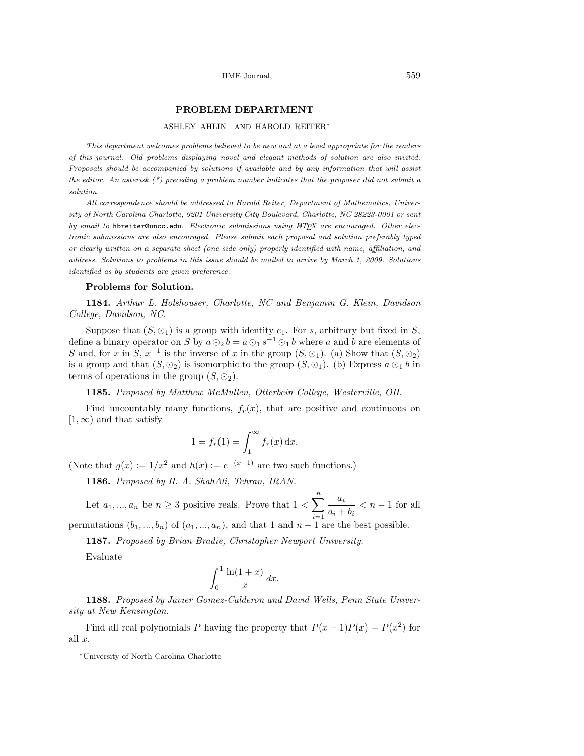# PROBLEM DEPARTMENT

ASHLEY AHLIN AND HAROLD REITER*

*This department welcomes problems believed to be new and at a level appropriate for the readers of this journal. Old problems displaying novel and elegant methods of solution are also invited. Proposals should be accompanied by solutions if available and by any information that will assist the editor. An asterisk (*) preceding a problem number indicates that the proposer did not submit a solution.*

*All correspondence should be addressed to Harold Reiter, Department of Mathematics, University of North Carolina Charlotte, 9201 University City Boulevard, Charlotte, NC 28223-0001 or sent by email to* hbreiter@uncc.edu. *Electronic submissions using LaTeX are encouraged. Other electronic submissions are also encouraged. Please submit each proposal and solution preferably typed or clearly written on a separate sheet (one side only) properly identified with name, affiliation, and address. Solutions to problems in this issue should be mailed to arrive by March 1, 2009. Solutions identified as by students are given preference.*

## Problems for Solution.

**1184.** *Arthur L. Holshouser, Charlotte, NC and Benjamin G. Klein, Davidson College, Davidson, NC.*

Suppose that $(S, \odot_1)$ is a group with identity $e_1$. For $s$, arbitrary but fixed in $S$, define a binary operator on $S$ by $a \odot_2 b = a \odot_1 s^{-1} \odot_1 b$ where $a$ and $b$ are elements of $S$ and, for $x$ in $S$, $x^{-1}$ is the inverse of $x$ in the group $(S, \odot_1)$. (a) Show that $(S, \odot_2)$ is a group and that $(S, \odot_2)$ is isomorphic to the group $(S, \odot_1)$. (b) Express $a \odot_1 b$ in terms of operations in the group $(S, \odot_2)$.

**1185.** *Proposed by Matthew McMullen, Otterbein College, Westerville, OH.*

Find uncountably many functions, $f_r(x)$, that are positive and continuous on $[1, \infty)$ and that satisfy

$$1 = f_r(1) = \int_1^\infty f_r(x)\,\mathrm{d}x.$$

(Note that $g(x) := 1/x^2$ and $h(x) := e^{-(x-1)}$ are two such functions.)

**1186.** *Proposed by H. A. ShahAli, Tehran, IRAN.*

Let $a_1, ..., a_n$ be $n \geq 3$ positive reals. Prove that $1 < \sum_{i=1}^{n} \frac{a_i}{a_i + b_i} < n - 1$ for all permutations $(b_1, ..., b_n)$ of $(a_1, ..., a_n)$, and that 1 and $n - 1$ are the best possible.

**1187.** *Proposed by Brian Bradie, Christopher Newport University.*

Evaluate

$$\int_0^1 \frac{\ln(1+x)}{x}\,dx.$$

**1188.** *Proposed by Javier Gomez-Calderon and David Wells, Penn State University at New Kensington.*

Find all real polynomials $P$ having the property that $P(x-1)P(x) = P(x^2)$ for all $x$.

---

*University of North Carolina Charlotte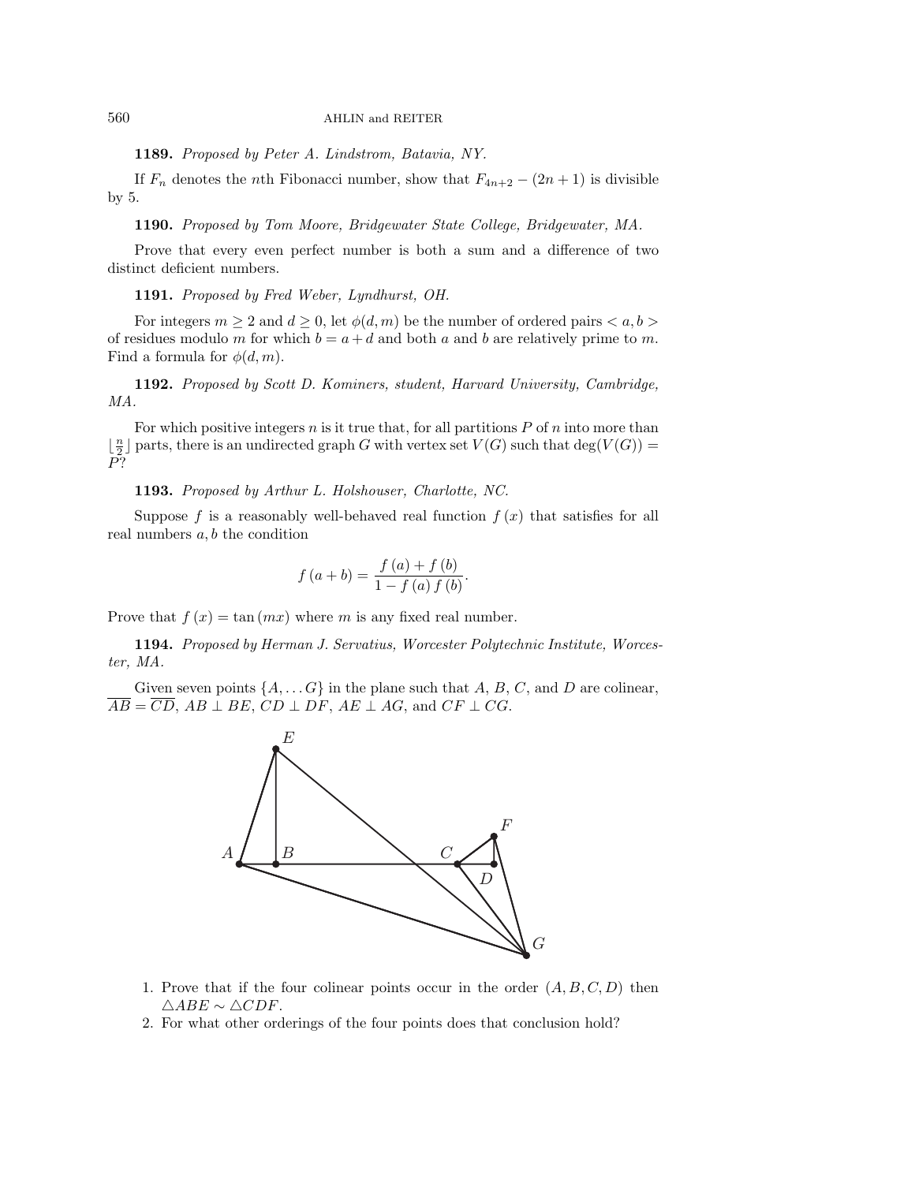**1189.** *Proposed by Peter A. Lindstrom, Batavia, NY.*

If $F_n$ denotes the $n$th Fibonacci number, show that $F_{4n+2} - (2n+1)$ is divisible by 5.

**1190.** *Proposed by Tom Moore, Bridgewater State College, Bridgewater, MA.*

Prove that every even perfect number is both a sum and a difference of two distinct deficient numbers.

**1191.** *Proposed by Fred Weber, Lyndhurst, OH.*

For integers $m \geq 2$ and $d \geq 0$, let $\phi(d, m)$ be the number of ordered pairs $< a, b >$ of residues modulo $m$ for which $b = a + d$ and both $a$ and $b$ are relatively prime to $m$. Find a formula for $\phi(d, m)$.

**1192.** *Proposed by Scott D. Kominers, student, Harvard University, Cambridge, MA.*

For which positive integers $n$ is it true that, for all partitions $P$ of $n$ into more than $\lfloor \frac{n}{2} \rfloor$ parts, there is an undirected graph $G$ with vertex set $V(G)$ such that $\deg(V(G)) = P$?

**1193.** *Proposed by Arthur L. Holshouser, Charlotte, NC.*

Suppose $f$ is a reasonably well-behaved real function $f(x)$ that satisfies for all real numbers $a, b$ the condition

$$f(a+b) = \frac{f(a) + f(b)}{1 - f(a) f(b)}.$$

Prove that $f(x) = \tan(mx)$ where $m$ is any fixed real number.

**1194.** *Proposed by Herman J. Servatius, Worcester Polytechnic Institute, Worcester, MA.*

Given seven points $\{A, \ldots G\}$ in the plane such that $A$, $B$, $C$, and $D$ are colinear, $\overline{AB} = \overline{CD}$, $AB \perp BE$, $CD \perp DF$, $AE \perp AG$, and $CF \perp CG$.

1. Prove that if the four colinear points occur in the order $(A, B, C, D)$ then $\triangle ABE \sim \triangle CDF$.
2. For what other orderings of the four points does that conclusion hold?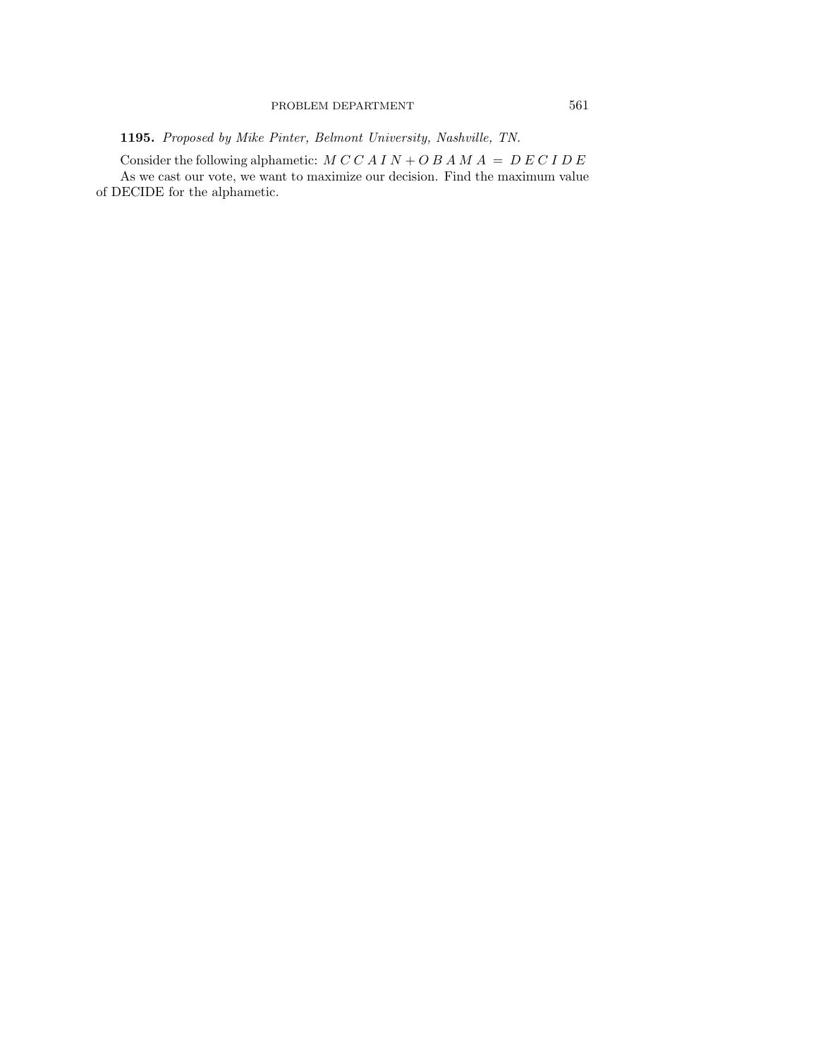**1195.** *Proposed by Mike Pinter, Belmont University, Nashville, TN.*

Consider the following alphametic: $M\,C\,C\,A\,I\,N + O\,B\,A\,M\,A \;=\; D\,E\,C\,I\,D\,E$

As we cast our vote, we want to maximize our decision. Find the maximum value of DECIDE for the alphametic.